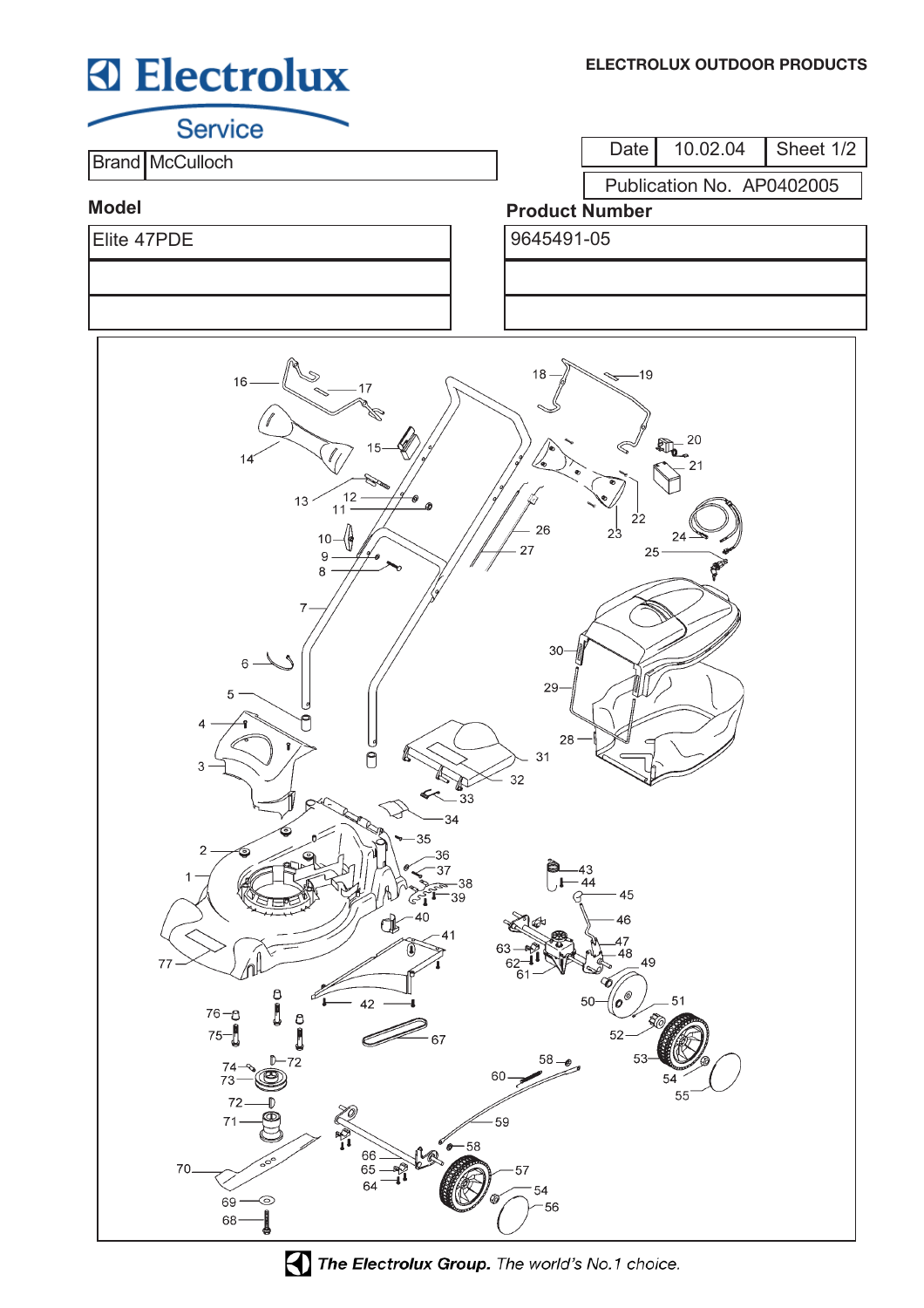**Electrolux Service**

**ELECTROLUX OUTDOOR PRODUCTS**

| Brand | McCulloch |
|---|---|

| Date | 10.02.04 | Sheet 1/2 |
|---|---|---|

Publication No. AP0402005

| **Model** | **Product Number** |
|---|---|
| Elite 47PDE | 9645491-05 |
| | |
| | |

16 17 18 19 14 15 20 21 13 12 11 22 23 26 24 25 10 27 9 8 7 30 29 6 5 28 4 31 3 32 33 34 35 2 36 37 1 38 39 43 44 45 40 46 41 63 47 48 62 61 49 77 42 50 51 76 52 75 67 53 74 72 54 73 58 55 60 72 59 71 58 66 57 70 65 64 54 56 69 68

***The Electrolux Group.*** *The world's No.1 choice.*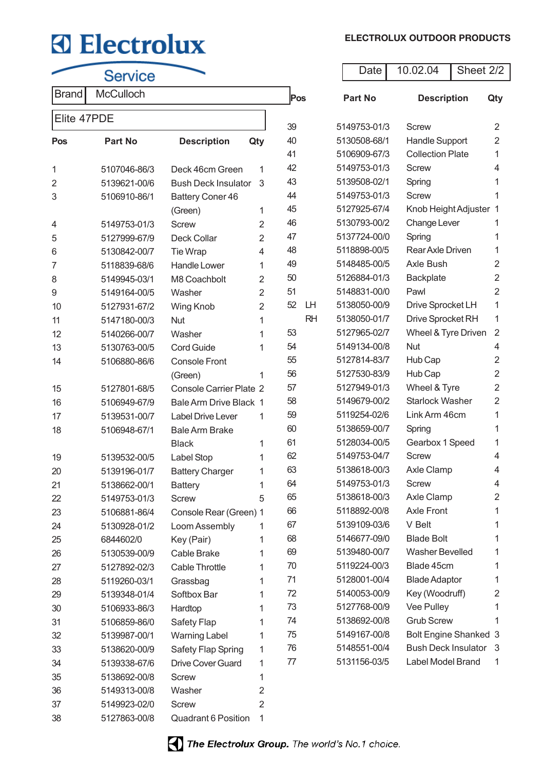# Electrolux Service

**ELECTROLUX OUTDOOR PRODUCTS**

| Date | 10.02.04 | Sheet 2/2 |
|---|---|---|

| Brand | McCulloch |
|---|---|

Elite 47PDE

| Pos | Part No | Description | Qty |
|---|---|---|---|
| 1 | 5107046-86/3 | Deck 46cm Green | 1 |
| 2 | 5139621-00/6 | Bush Deck Insulator | 3 |
| 3 | 5106910-86/1 | Battery Coner 46 (Green) | 1 |
| 4 | 5149753-01/3 | Screw | 2 |
| 5 | 5127999-67/9 | Deck Collar | 2 |
| 6 | 5130842-00/7 | Tie Wrap | 4 |
| 7 | 5118839-68/6 | Handle Lower | 1 |
| 8 | 5149945-03/1 | M8 Coachbolt | 2 |
| 9 | 5149164-00/5 | Washer | 2 |
| 10 | 5127931-67/2 | Wing Knob | 2 |
| 11 | 5147180-00/3 | Nut | 1 |
| 12 | 5140266-00/7 | Washer | 1 |
| 13 | 5130763-00/5 | Cord Guide | 1 |
| 14 | 5106880-86/6 | Console Front (Green) | 1 |
| 15 | 5127801-68/5 | Console Carrier Plate | 2 |
| 16 | 5106949-67/9 | Bale Arm Drive Black | 1 |
| 17 | 5139531-00/7 | Label Drive Lever | 1 |
| 18 | 5106948-67/1 | Bale Arm Brake Black | 1 |
| 19 | 5139532-00/5 | Label Stop | 1 |
| 20 | 5139196-01/7 | Battery Charger | 1 |
| 21 | 5138662-00/1 | Battery | 1 |
| 22 | 5149753-01/3 | Screw | 5 |
| 23 | 5106881-86/4 | Console Rear (Green) | 1 |
| 24 | 5130928-01/2 | Loom Assembly | 1 |
| 25 | 6844602/0 | Key (Pair) | 1 |
| 26 | 5130539-00/9 | Cable Brake | 1 |
| 27 | 5127892-02/3 | Cable Throttle | 1 |
| 28 | 5119260-03/1 | Grassbag | 1 |
| 29 | 5139348-01/4 | Softbox Bar | 1 |
| 30 | 5106933-86/3 | Hardtop | 1 |
| 31 | 5106859-86/0 | Safety Flap | 1 |
| 32 | 5139987-00/1 | Warning Label | 1 |
| 33 | 5138620-00/9 | Safety Flap Spring | 1 |
| 34 | 5139338-67/6 | Drive Cover Guard | 1 |
| 35 | 5138692-00/8 | Screw | 1 |
| 36 | 5149313-00/8 | Washer | 2 |
| 37 | 5149923-02/0 | Screw | 2 |
| 38 | 5127863-00/8 | Quadrant 6 Position | 1 |
| 39 | 5149753-01/3 | Screw | 2 |
| 40 | 5130508-68/1 | Handle Support | 2 |
| 41 | 5106909-67/3 | Collection Plate | 1 |
| 42 | 5149753-01/3 | Screw | 4 |
| 43 | 5139508-02/1 | Spring | 1 |
| 44 | 5149753-01/3 | Screw | 1 |
| 45 | 5127925-67/4 | Knob Height Adjuster | 1 |
| 46 | 5130793-00/2 | Change Lever | 1 |
| 47 | 5137724-00/0 | Spring | 1 |
| 48 | 5118898-00/5 | Rear Axle Driven | 1 |
| 49 | 5148485-00/5 | Axle Bush | 2 |
| 50 | 5126884-01/3 | Backplate | 2 |
| 51 | 5148831-00/0 | Pawl | 2 |
| 52 LH | 5138050-00/9 | Drive Sprocket LH | 1 |
| RH | 5138050-01/7 | Drive Sprocket RH | 1 |
| 53 | 5127965-02/7 | Wheel & Tyre Driven | 2 |
| 54 | 5149134-00/8 | Nut | 4 |
| 55 | 5127814-83/7 | Hub Cap | 2 |
| 56 | 5127530-83/9 | Hub Cap | 2 |
| 57 | 5127949-01/3 | Wheel & Tyre | 2 |
| 58 | 5149679-00/2 | Starlock Washer | 2 |
| 59 | 5119254-02/6 | Link Arm 46cm | 1 |
| 60 | 5138659-00/7 | Spring | 1 |
| 61 | 5128034-00/5 | Gearbox 1 Speed | 1 |
| 62 | 5149753-04/7 | Screw | 4 |
| 63 | 5138618-00/3 | Axle Clamp | 4 |
| 64 | 5149753-01/3 | Screw | 4 |
| 65 | 5138618-00/3 | Axle Clamp | 2 |
| 66 | 5118892-00/8 | Axle Front | 1 |
| 67 | 5139109-03/6 | V Belt | 1 |
| 68 | 5146677-09/0 | Blade Bolt | 1 |
| 69 | 5139480-00/7 | Washer Bevelled | 1 |
| 70 | 5119224-00/3 | Blade 45cm | 1 |
| 71 | 5128001-00/4 | Blade Adaptor | 1 |
| 72 | 5140053-00/9 | Key (Woodruff) | 2 |
| 73 | 5127768-00/9 | Vee Pulley | 1 |
| 74 | 5138692-00/8 | Grub Screw | 1 |
| 75 | 5149167-00/8 | Bolt Engine Shanked | 3 |
| 76 | 5148551-00/4 | Bush Deck Insulator | 3 |
| 77 | 5131156-03/5 | Label Model Brand | 1 |

***The Electrolux Group.*** *The world's No.1 choice.*